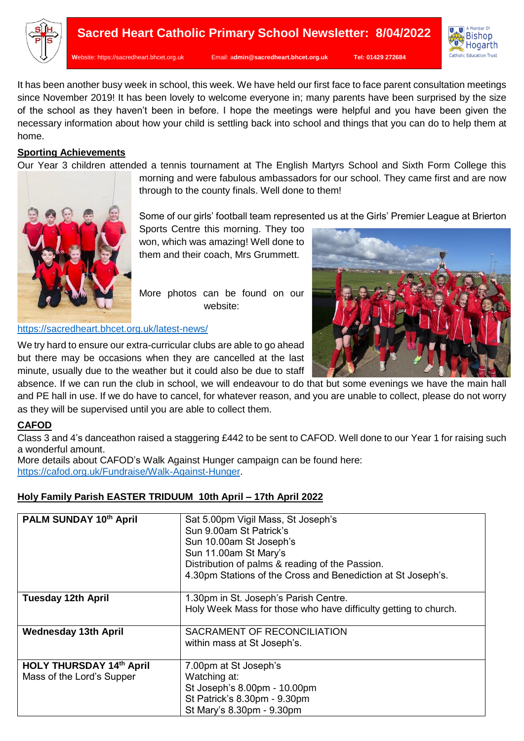# Sacred Heart Catholic Primary School Newsletter: 8/04/2022

Website: https://sacredheart.bhcet.org.uk Email: admin@sacredheart.bhcet.org.uk Tel: 01429 272684

It has been another busy week in school, this week. We have held our first face to face parent consultation meetings since November 2019! It has been lovely to welcome everyone in; many parents have been surprised by the size of the school as they haven't been in before. I hope the meetings were helpful and you have been given the necessary information about how your child is settling back into school and things that you can do to help them at home.

## Sporting Achievements

Our Year 3 children attended a tennis tournament at The English Martyrs School and Sixth Form College this morning and were fabulous ambassadors for our school. They came first and are now through to the county finals. Well done to them!

Some of our girls' football team represented us at the Girls' Premier League at Brierton Sports Centre this morning. They too won, which was amazing! Well done to them and their coach, Mrs Grummett.

More photos can be found on our website:

https://sacredheart.bhcet.org.uk/latest-news/

We try hard to ensure our extra-curricular clubs are able to go ahead but there may be occasions when they are cancelled at the last minute, usually due to the weather but it could also be due to staff absence. If we can run the club in school, we will endeavour to do that but some evenings we have the main hall and PE hall in use. If we do have to cancel, for whatever reason, and you are unable to collect, please do not worry as they will be supervised until you are able to collect them.

## CAFOD

Class 3 and 4's danceathon raised a staggering £442 to be sent to CAFOD. Well done to our Year 1 for raising such a wonderful amount.

More details about CAFOD's Walk Against Hunger campaign can be found here: https://cafod.org.uk/Fundraise/Walk-Against-Hunger.

## Holy Family Parish EASTER TRIDUUM 10th April – 17th April 2022

| | |
|---|---|
| **PALM SUNDAY 10th April** | Sat 5.00pm Vigil Mass, St Joseph's<br>Sun 9.00am St Patrick's<br>Sun 10.00am St Joseph's<br>Sun 11.00am St Mary's<br>Distribution of palms & reading of the Passion.<br>4.30pm Stations of the Cross and Benediction at St Joseph's. |
| **Tuesday 12th April** | 1.30pm in St. Joseph's Parish Centre.<br>Holy Week Mass for those who have difficulty getting to church. |
| **Wednesday 13th April** | SACRAMENT OF RECONCILIATION<br>within mass at St Joseph's. |
| **HOLY THURSDAY 14th April**<br>Mass of the Lord's Supper | 7.00pm at St Joseph's<br>Watching at:<br>St Joseph's 8.00pm - 10.00pm<br>St Patrick's 8.30pm - 9.30pm<br>St Mary's 8.30pm - 9.30pm |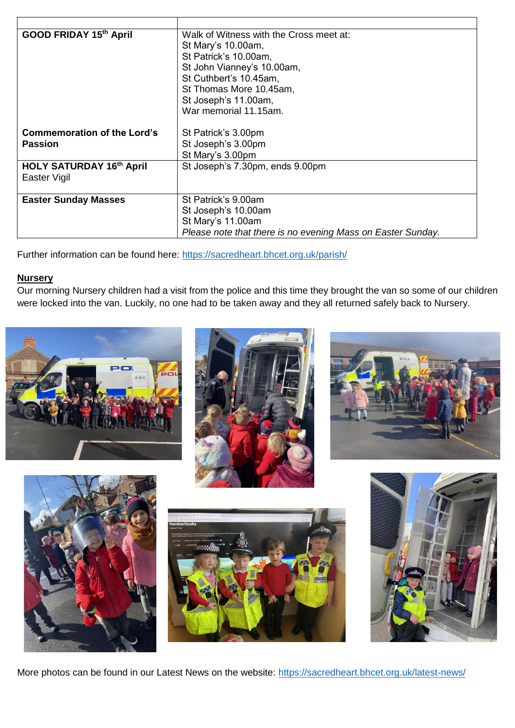| | |
|---|---|
| **GOOD FRIDAY 15th April** | Walk of Witness with the Cross meet at:<br>St Mary's 10.00am,<br>St Patrick's 10.00am,<br>St John Vianney's 10.00am,<br>St Cuthbert's 10.45am,<br>St Thomas More 10.45am,<br>St Joseph's 11.00am,<br>War memorial 11.15am. |
| **Commemoration of the Lord's Passion** | St Patrick's 3.00pm<br>St Joseph's 3.00pm<br>St Mary's 3.00pm |
| **HOLY SATURDAY 16th April**<br>Easter Vigil | St Joseph's 7.30pm, ends 9.00pm |
| **Easter Sunday Masses** | St Patrick's 9.00am<br>St Joseph's 10.00am<br>St Mary's 11.00am<br>*Please note that there is no evening Mass on Easter Sunday.* |

Further information can be found here: https://sacredheart.bhcet.org.uk/parish/

**Nursery**

Our morning Nursery children had a visit from the police and this time they brought the van so some of our children were locked into the van. Luckily, no one had to be taken away and they all returned safely back to Nursery.

More photos can be found in our Latest News on the website: https://sacredheart.bhcet.org.uk/latest-news/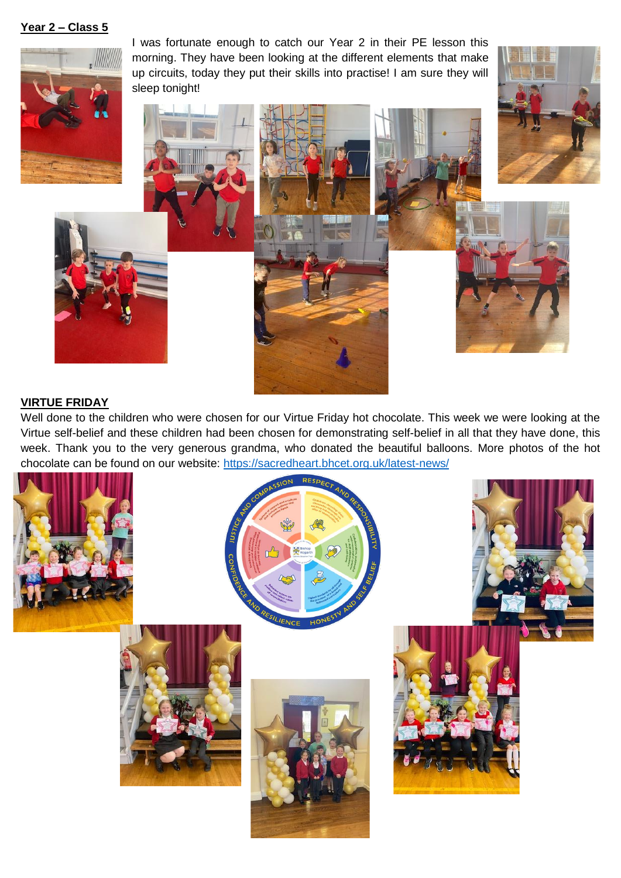**Year 2 – Class 5**

I was fortunate enough to catch our Year 2 in their PE lesson this morning. They have been looking at the different elements that make up circuits, today they put their skills into practise! I am sure they will sleep tonight!

**VIRTUE FRIDAY**

Well done to the children who were chosen for our Virtue Friday hot chocolate. This week we were looking at the Virtue self-belief and these children had been chosen for demonstrating self-belief in all that they have done, this week. Thank you to the very generous grandma, who donated the beautiful balloons. More photos of the hot chocolate can be found on our website: [https://sacredheart.bhcet.org.uk/latest-news/](https://sacredheart.bhcet.org.uk/latest-news/)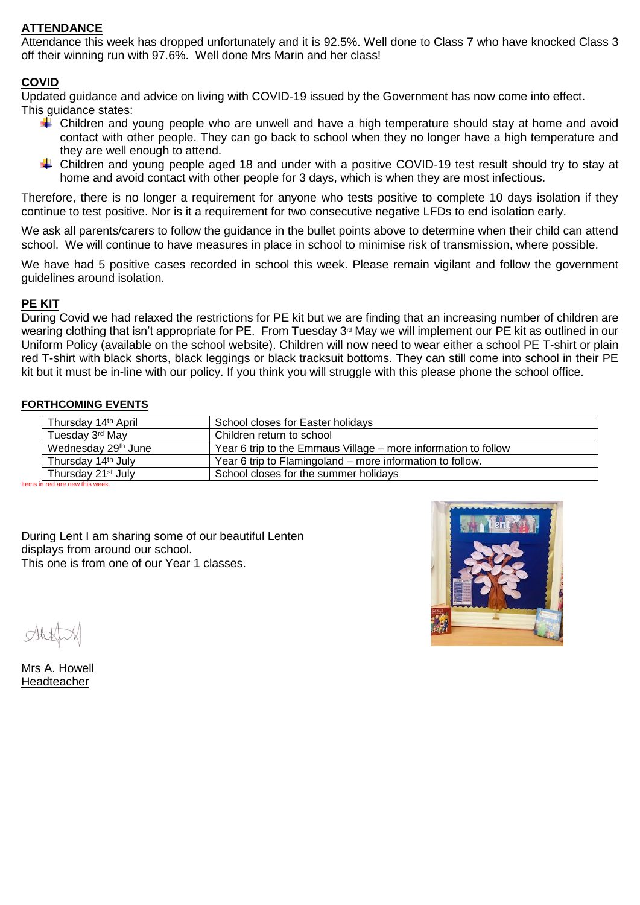**ATTENDANCE**

Attendance this week has dropped unfortunately and it is 92.5%. Well done to Class 7 who have knocked Class 3 off their winning run with 97.6%. Well done Mrs Marin and her class!

**COVID**

Updated guidance and advice on living with COVID-19 issued by the Government has now come into effect. This guidance states:

- Children and young people who are unwell and have a high temperature should stay at home and avoid contact with other people. They can go back to school when they no longer have a high temperature and they are well enough to attend.
- Children and young people aged 18 and under with a positive COVID-19 test result should try to stay at home and avoid contact with other people for 3 days, which is when they are most infectious.

Therefore, there is no longer a requirement for anyone who tests positive to complete 10 days isolation if they continue to test positive. Nor is it a requirement for two consecutive negative LFDs to end isolation early.

We ask all parents/carers to follow the guidance in the bullet points above to determine when their child can attend school. We will continue to have measures in place in school to minimise risk of transmission, where possible.

We have had 5 positive cases recorded in school this week. Please remain vigilant and follow the government guidelines around isolation.

**PE KIT**

During Covid we had relaxed the restrictions for PE kit but we are finding that an increasing number of children are wearing clothing that isn't appropriate for PE. From Tuesday 3rd May we will implement our PE kit as outlined in our Uniform Policy (available on the school website). Children will now need to wear either a school PE T-shirt or plain red T-shirt with black shorts, black leggings or black tracksuit bottoms. They can still come into school in their PE kit but it must be in-line with our policy. If you think you will struggle with this please phone the school office.

**FORTHCOMING EVENTS**

| | |
|---|---|
| Thursday 14th April | School closes for Easter holidays |
| Tuesday 3rd May | Children return to school |
| Wednesday 29th June | Year 6 trip to the Emmaus Village – more information to follow |
| Thursday 14th July | Year 6 trip to Flamingoland – more information to follow. |
| Thursday 21st July | School closes for the summer holidays |

Items in red are new this week.

During Lent I am sharing some of our beautiful Lenten displays from around our school.
This one is from one of our Year 1 classes.

Mrs A. Howell
Headteacher